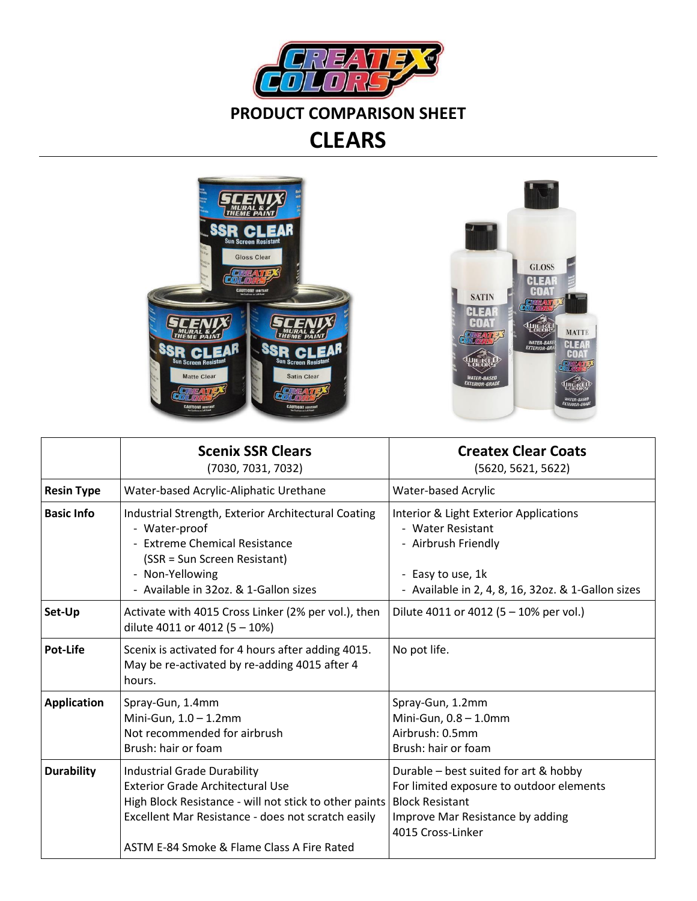# PRODUCT COMPARISON SHEET

# CLEARS

| | **Scenix SSR Clears** (7030, 7031, 7032) | **Createx Clear Coats** (5620, 5621, 5622) |
|---|---|---|
| **Resin Type** | Water-based Acrylic-Aliphatic Urethane | Water-based Acrylic |
| **Basic Info** | Industrial Strength, Exterior Architectural Coating<br>- Water-proof<br>- Extreme Chemical Resistance (SSR = Sun Screen Resistant)<br>- Non-Yellowing<br>- Available in 32oz. & 1-Gallon sizes | Interior & Light Exterior Applications<br>- Water Resistant<br>- Airbrush Friendly<br>- Easy to use, 1k<br>- Available in 2, 4, 8, 16, 32oz. & 1-Gallon sizes |
| **Set-Up** | Activate with 4015 Cross Linker (2% per vol.), then dilute 4011 or 4012 (5 – 10%) | Dilute 4011 or 4012 (5 – 10% per vol.) |
| **Pot-Life** | Scenix is activated for 4 hours after adding 4015. May be re-activated by re-adding 4015 after 4 hours. | No pot life. |
| **Application** | Spray-Gun, 1.4mm<br>Mini-Gun, 1.0 – 1.2mm<br>Not recommended for airbrush<br>Brush: hair or foam | Spray-Gun, 1.2mm<br>Mini-Gun, 0.8 – 1.0mm<br>Airbrush: 0.5mm<br>Brush: hair or foam |
| **Durability** | Industrial Grade Durability<br>Exterior Grade Architectural Use<br>High Block Resistance - will not stick to other paints<br>Excellent Mar Resistance - does not scratch easily<br>ASTM E-84 Smoke & Flame Class A Fire Rated | Durable – best suited for art & hobby<br>For limited exposure to outdoor elements<br>Block Resistant<br>Improve Mar Resistance by adding 4015 Cross-Linker |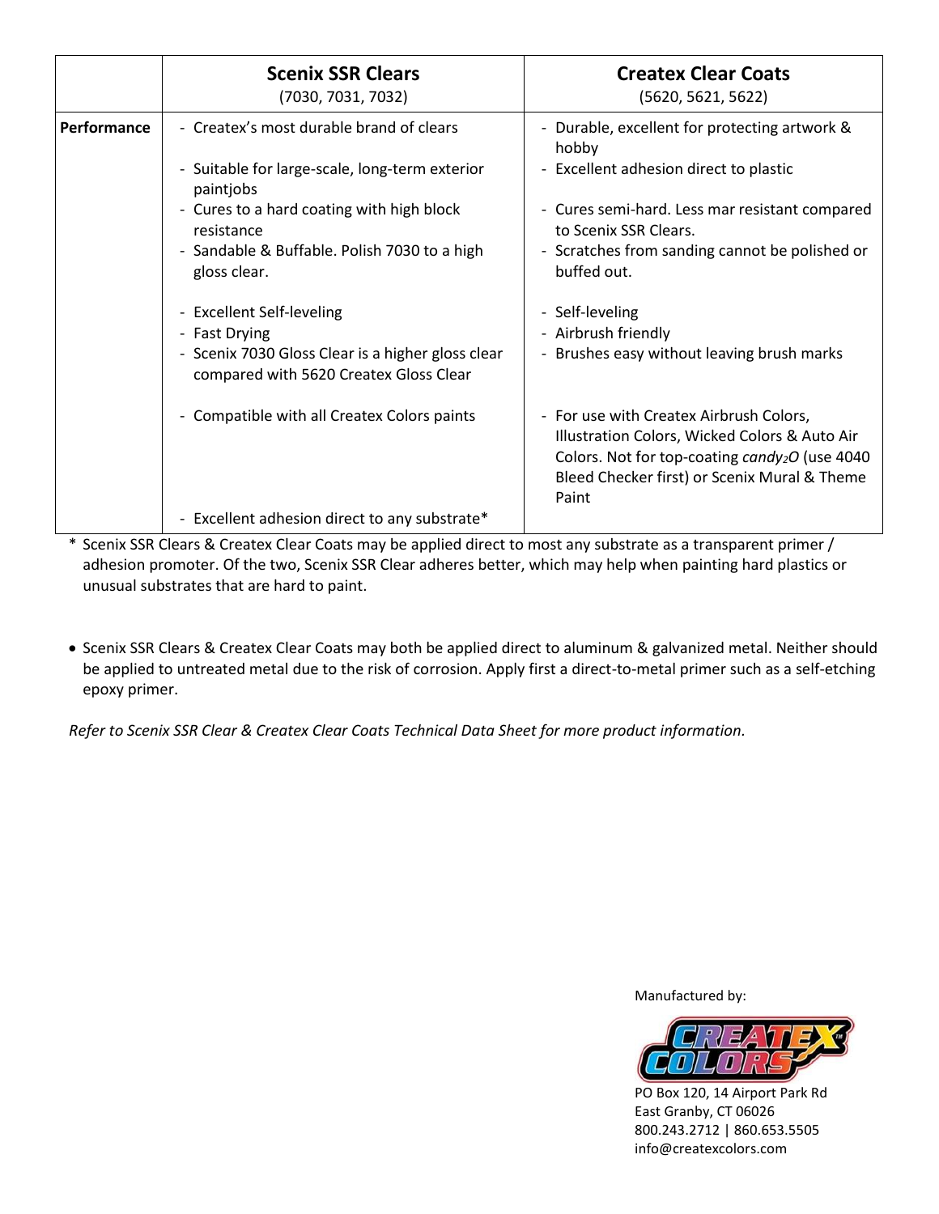| | **Scenix SSR Clears** (7030, 7031, 7032) | **Createx Clear Coats** (5620, 5621, 5622) |
|---|---|---|
| **Performance** | - Createx's most durable brand of clears<br>- Suitable for large-scale, long-term exterior paintjobs<br>- Cures to a hard coating with high block resistance<br>- Sandable & Buffable. Polish 7030 to a high gloss clear.<br>- Excellent Self-leveling<br>- Fast Drying<br>- Scenix 7030 Gloss Clear is a higher gloss clear compared with 5620 Createx Gloss Clear<br>- Compatible with all Createx Colors paints<br>- Excellent adhesion direct to any substrate* | - Durable, excellent for protecting artwork & hobby<br>- Excellent adhesion direct to plastic<br>- Cures semi-hard. Less mar resistant compared to Scenix SSR Clears.<br>- Scratches from sanding cannot be polished or buffed out.<br>- Self-leveling<br>- Airbrush friendly<br>- Brushes easy without leaving brush marks<br>- For use with Createx Airbrush Colors, Illustration Colors, Wicked Colors & Auto Air Colors. Not for top-coating *candy₂O* (use 4040 Bleed Checker first) or Scenix Mural & Theme Paint |

\* Scenix SSR Clears & Createx Clear Coats may be applied direct to most any substrate as a transparent primer / adhesion promoter. Of the two, Scenix SSR Clear adheres better, which may help when painting hard plastics or unusual substrates that are hard to paint.

- Scenix SSR Clears & Createx Clear Coats may both be applied direct to aluminum & galvanized metal. Neither should be applied to untreated metal due to the risk of corrosion. Apply first a direct-to-metal primer such as a self-etching epoxy primer.

*Refer to Scenix SSR Clear & Createx Clear Coats Technical Data Sheet for more product information.*

Manufactured by:

CREATEX COLORS

PO Box 120, 14 Airport Park Rd
East Granby, CT 06026
800.243.2712 | 860.653.5505
info@createxcolors.com